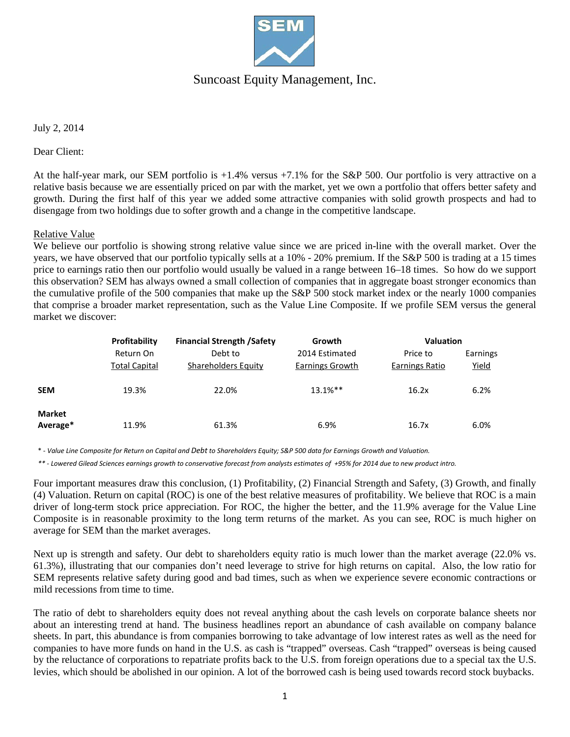# Suncoast Equity Management, Inc.

July 2, 2014

Dear Client:

At the half-year mark, our SEM portfolio is +1.4% versus +7.1% for the S&P 500. Our portfolio is very attractive on a relative basis because we are essentially priced on par with the market, yet we own a portfolio that offers better safety and growth. During the first half of this year we added some attractive companies with solid growth prospects and had to disengage from two holdings due to softer growth and a change in the competitive landscape.

## Relative Value

We believe our portfolio is showing strong relative value since we are priced in-line with the overall market. Over the years, we have observed that our portfolio typically sells at a 10% - 20% premium. If the S&P 500 is trading at a 15 times price to earnings ratio then our portfolio would usually be valued in a range between 16–18 times. So how do we support this observation? SEM has always owned a small collection of companies that in aggregate boast stronger economics than the cumulative profile of the 500 companies that make up the S&P 500 stock market index or the nearly 1000 companies that comprise a broader market representation, such as the Value Line Composite. If we profile SEM versus the general market we discover:

| | **Profitability** | **Financial Strength /Safety** | **Growth** | **Valuation** | |
|---|---|---|---|---|---|
| | Return On Total Capital | Debt to Shareholders Equity | 2014 Estimated Earnings Growth | Price to Earnings Ratio | Earnings Yield |
| **SEM** | 19.3% | 22.0% | 13.1%** | 16.2x | 6.2% |
| **Market Average*** | 11.9% | 61.3% | 6.9% | 16.7x | 6.0% |

*\* - Value Line Composite for Return on Capital and Debt to Shareholders Equity; S&P 500 data for Earnings Growth and Valuation.*

*\*\* - Lowered Gilead Sciences earnings growth to conservative forecast from analysts estimates of +95% for 2014 due to new product intro.*

Four important measures draw this conclusion, (1) Profitability, (2) Financial Strength and Safety, (3) Growth, and finally (4) Valuation. Return on capital (ROC) is one of the best relative measures of profitability. We believe that ROC is a main driver of long-term stock price appreciation. For ROC, the higher the better, and the 11.9% average for the Value Line Composite is in reasonable proximity to the long term returns of the market. As you can see, ROC is much higher on average for SEM than the market averages.

Next up is strength and safety. Our debt to shareholders equity ratio is much lower than the market average (22.0% vs. 61.3%), illustrating that our companies don't need leverage to strive for high returns on capital. Also, the low ratio for SEM represents relative safety during good and bad times, such as when we experience severe economic contractions or mild recessions from time to time.

The ratio of debt to shareholders equity does not reveal anything about the cash levels on corporate balance sheets nor about an interesting trend at hand. The business headlines report an abundance of cash available on company balance sheets. In part, this abundance is from companies borrowing to take advantage of low interest rates as well as the need for companies to have more funds on hand in the U.S. as cash is "trapped" overseas. Cash "trapped" overseas is being caused by the reluctance of corporations to repatriate profits back to the U.S. from foreign operations due to a special tax the U.S. levies, which should be abolished in our opinion. A lot of the borrowed cash is being used towards record stock buybacks.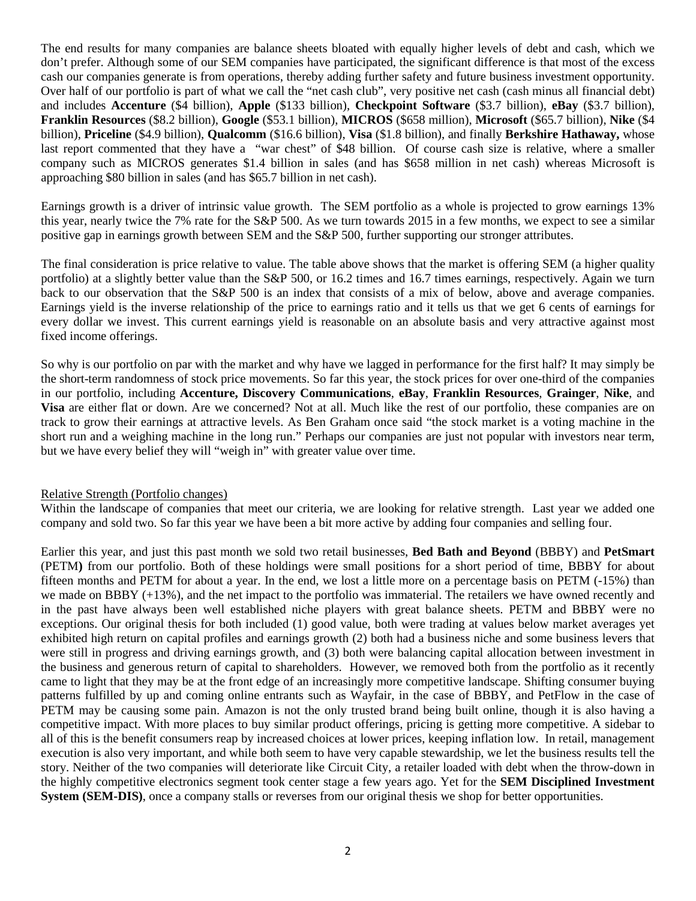The end results for many companies are balance sheets bloated with equally higher levels of debt and cash, which we don't prefer. Although some of our SEM companies have participated, the significant difference is that most of the excess cash our companies generate is from operations, thereby adding further safety and future business investment opportunity. Over half of our portfolio is part of what we call the "net cash club", very positive net cash (cash minus all financial debt) and includes **Accenture** ($4 billion), **Apple** ($133 billion), **Checkpoint Software** ($3.7 billion), **eBay** ($3.7 billion), **Franklin Resources** ($8.2 billion), **Google** ($53.1 billion), **MICROS** ($658 million), **Microsoft** ($65.7 billion), **Nike** ($4 billion), **Priceline** ($4.9 billion), **Qualcomm** ($16.6 billion), **Visa** ($1.8 billion), and finally **Berkshire Hathaway,** whose last report commented that they have a "war chest" of $48 billion. Of course cash size is relative, where a smaller company such as MICROS generates $1.4 billion in sales (and has $658 million in net cash) whereas Microsoft is approaching $80 billion in sales (and has $65.7 billion in net cash).

Earnings growth is a driver of intrinsic value growth. The SEM portfolio as a whole is projected to grow earnings 13% this year, nearly twice the 7% rate for the S&P 500. As we turn towards 2015 in a few months, we expect to see a similar positive gap in earnings growth between SEM and the S&P 500, further supporting our stronger attributes.

The final consideration is price relative to value. The table above shows that the market is offering SEM (a higher quality portfolio) at a slightly better value than the S&P 500, or 16.2 times and 16.7 times earnings, respectively. Again we turn back to our observation that the S&P 500 is an index that consists of a mix of below, above and average companies. Earnings yield is the inverse relationship of the price to earnings ratio and it tells us that we get 6 cents of earnings for every dollar we invest. This current earnings yield is reasonable on an absolute basis and very attractive against most fixed income offerings.

So why is our portfolio on par with the market and why have we lagged in performance for the first half? It may simply be the short-term randomness of stock price movements. So far this year, the stock prices for over one-third of the companies in our portfolio, including **Accenture, Discovery Communications**, **eBay**, **Franklin Resources**, **Grainger**, **Nike**, and **Visa** are either flat or down. Are we concerned? Not at all. Much like the rest of our portfolio, these companies are on track to grow their earnings at attractive levels. As Ben Graham once said "the stock market is a voting machine in the short run and a weighing machine in the long run." Perhaps our companies are just not popular with investors near term, but we have every belief they will "weigh in" with greater value over time.

## Relative Strength (Portfolio changes)

Within the landscape of companies that meet our criteria, we are looking for relative strength. Last year we added one company and sold two. So far this year we have been a bit more active by adding four companies and selling four.

Earlier this year, and just this past month we sold two retail businesses, **Bed Bath and Beyond** (BBBY) and **PetSmart** (PETM**)** from our portfolio. Both of these holdings were small positions for a short period of time, BBBY for about fifteen months and PETM for about a year. In the end, we lost a little more on a percentage basis on PETM (-15%) than we made on BBBY (+13%), and the net impact to the portfolio was immaterial. The retailers we have owned recently and in the past have always been well established niche players with great balance sheets. PETM and BBBY were no exceptions. Our original thesis for both included (1) good value, both were trading at values below market averages yet exhibited high return on capital profiles and earnings growth (2) both had a business niche and some business levers that were still in progress and driving earnings growth, and (3) both were balancing capital allocation between investment in the business and generous return of capital to shareholders. However, we removed both from the portfolio as it recently came to light that they may be at the front edge of an increasingly more competitive landscape. Shifting consumer buying patterns fulfilled by up and coming online entrants such as Wayfair, in the case of BBBY, and PetFlow in the case of PETM may be causing some pain. Amazon is not the only trusted brand being built online, though it is also having a competitive impact. With more places to buy similar product offerings, pricing is getting more competitive. A sidebar to all of this is the benefit consumers reap by increased choices at lower prices, keeping inflation low. In retail, management execution is also very important, and while both seem to have very capable stewardship, we let the business results tell the story. Neither of the two companies will deteriorate like Circuit City, a retailer loaded with debt when the throw-down in the highly competitive electronics segment took center stage a few years ago. Yet for the **SEM Disciplined Investment System (SEM-DIS)**, once a company stalls or reverses from our original thesis we shop for better opportunities.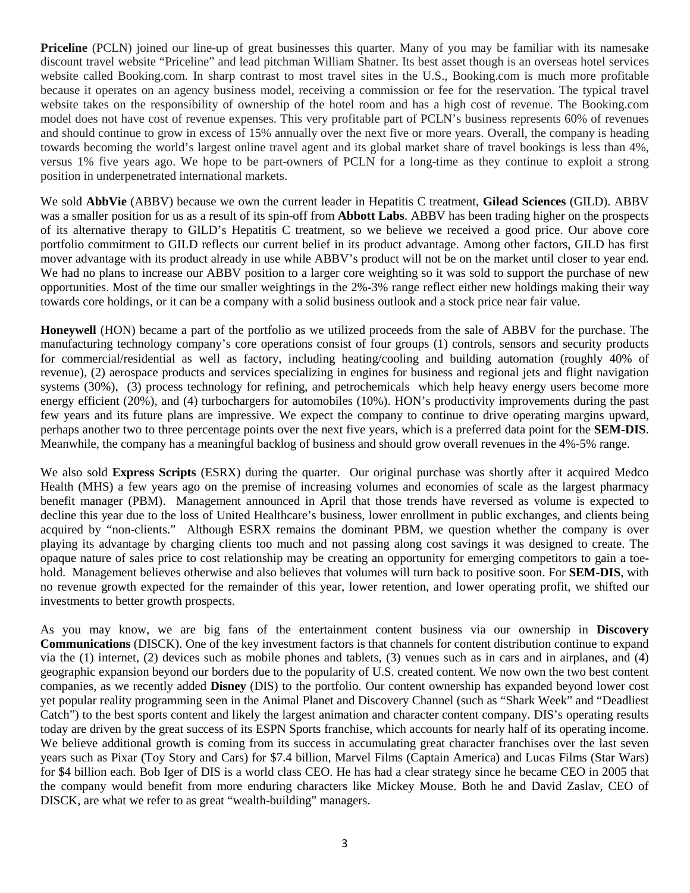**Priceline** (PCLN) joined our line-up of great businesses this quarter. Many of you may be familiar with its namesake discount travel website "Priceline" and lead pitchman William Shatner. Its best asset though is an overseas hotel services website called Booking.com. In sharp contrast to most travel sites in the U.S., Booking.com is much more profitable because it operates on an agency business model, receiving a commission or fee for the reservation. The typical travel website takes on the responsibility of ownership of the hotel room and has a high cost of revenue. The Booking.com model does not have cost of revenue expenses. This very profitable part of PCLN's business represents 60% of revenues and should continue to grow in excess of 15% annually over the next five or more years. Overall, the company is heading towards becoming the world's largest online travel agent and its global market share of travel bookings is less than 4%, versus 1% five years ago. We hope to be part-owners of PCLN for a long-time as they continue to exploit a strong position in underpenetrated international markets.

We sold **AbbVie** (ABBV) because we own the current leader in Hepatitis C treatment, **Gilead Sciences** (GILD). ABBV was a smaller position for us as a result of its spin-off from **Abbott Labs**. ABBV has been trading higher on the prospects of its alternative therapy to GILD's Hepatitis C treatment, so we believe we received a good price. Our above core portfolio commitment to GILD reflects our current belief in its product advantage. Among other factors, GILD has first mover advantage with its product already in use while ABBV's product will not be on the market until closer to year end. We had no plans to increase our ABBV position to a larger core weighting so it was sold to support the purchase of new opportunities. Most of the time our smaller weightings in the 2%-3% range reflect either new holdings making their way towards core holdings, or it can be a company with a solid business outlook and a stock price near fair value.

**Honeywell** (HON) became a part of the portfolio as we utilized proceeds from the sale of ABBV for the purchase. The manufacturing technology company's core operations consist of four groups (1) controls, sensors and security products for commercial/residential as well as factory, including heating/cooling and building automation (roughly 40% of revenue), (2) aerospace products and services specializing in engines for business and regional jets and flight navigation systems (30%), (3) process technology for refining, and petrochemicals which help heavy energy users become more energy efficient (20%), and (4) turbochargers for automobiles (10%). HON's productivity improvements during the past few years and its future plans are impressive. We expect the company to continue to drive operating margins upward, perhaps another two to three percentage points over the next five years, which is a preferred data point for the **SEM-DIS**. Meanwhile, the company has a meaningful backlog of business and should grow overall revenues in the 4%-5% range.

We also sold **Express Scripts** (ESRX) during the quarter. Our original purchase was shortly after it acquired Medco Health (MHS) a few years ago on the premise of increasing volumes and economies of scale as the largest pharmacy benefit manager (PBM). Management announced in April that those trends have reversed as volume is expected to decline this year due to the loss of United Healthcare's business, lower enrollment in public exchanges, and clients being acquired by "non-clients." Although ESRX remains the dominant PBM, we question whether the company is over playing its advantage by charging clients too much and not passing along cost savings it was designed to create. The opaque nature of sales price to cost relationship may be creating an opportunity for emerging competitors to gain a toe-hold. Management believes otherwise and also believes that volumes will turn back to positive soon. For **SEM-DIS**, with no revenue growth expected for the remainder of this year, lower retention, and lower operating profit, we shifted our investments to better growth prospects.

As you may know, we are big fans of the entertainment content business via our ownership in **Discovery Communications** (DISCK). One of the key investment factors is that channels for content distribution continue to expand via the (1) internet, (2) devices such as mobile phones and tablets, (3) venues such as in cars and in airplanes, and (4) geographic expansion beyond our borders due to the popularity of U.S. created content. We now own the two best content companies, as we recently added **Disney** (DIS) to the portfolio. Our content ownership has expanded beyond lower cost yet popular reality programming seen in the Animal Planet and Discovery Channel (such as "Shark Week" and "Deadliest Catch") to the best sports content and likely the largest animation and character content company. DIS's operating results today are driven by the great success of its ESPN Sports franchise, which accounts for nearly half of its operating income. We believe additional growth is coming from its success in accumulating great character franchises over the last seven years such as Pixar (Toy Story and Cars) for $7.4 billion, Marvel Films (Captain America) and Lucas Films (Star Wars) for $4 billion each. Bob Iger of DIS is a world class CEO. He has had a clear strategy since he became CEO in 2005 that the company would benefit from more enduring characters like Mickey Mouse. Both he and David Zaslav, CEO of DISCK, are what we refer to as great "wealth-building" managers.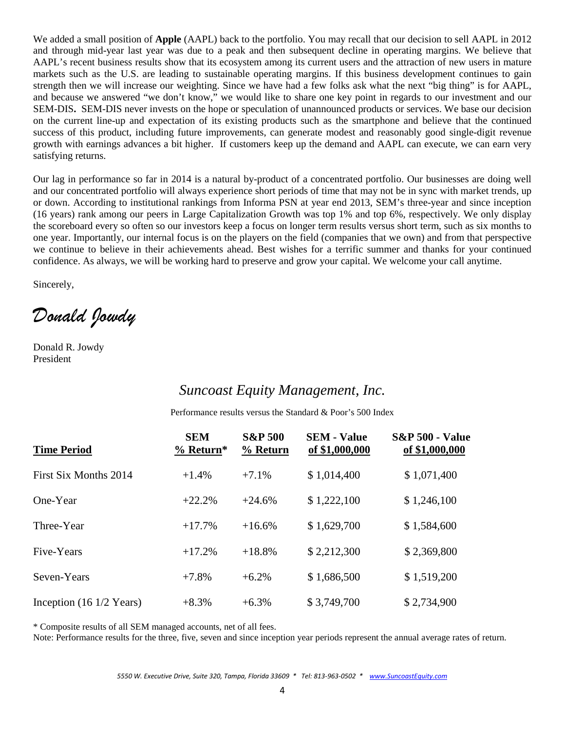We added a small position of **Apple** (AAPL) back to the portfolio. You may recall that our decision to sell AAPL in 2012 and through mid-year last year was due to a peak and then subsequent decline in operating margins. We believe that AAPL's recent business results show that its ecosystem among its current users and the attraction of new users in mature markets such as the U.S. are leading to sustainable operating margins. If this business development continues to gain strength then we will increase our weighting. Since we have had a few folks ask what the next "big thing" is for AAPL, and because we answered "we don't know," we would like to share one key point in regards to our investment and our SEM-DIS**.** SEM-DIS never invests on the hope or speculation of unannounced products or services. We base our decision on the current line-up and expectation of its existing products such as the smartphone and believe that the continued success of this product, including future improvements, can generate modest and reasonably good single-digit revenue growth with earnings advances a bit higher. If customers keep up the demand and AAPL can execute, we can earn very satisfying returns.

Our lag in performance so far in 2014 is a natural by-product of a concentrated portfolio. Our businesses are doing well and our concentrated portfolio will always experience short periods of time that may not be in sync with market trends, up or down. According to institutional rankings from Informa PSN at year end 2013, SEM's three-year and since inception (16 years) rank among our peers in Large Capitalization Growth was top 1% and top 6%, respectively. We only display the scoreboard every so often so our investors keep a focus on longer term results versus short term, such as six months to one year. Importantly, our internal focus is on the players on the field (companies that we own) and from that perspective we continue to believe in their achievements ahead. Best wishes for a terrific summer and thanks for your continued confidence. As always, we will be working hard to preserve and grow your capital. We welcome your call anytime.

Sincerely,

*Donald Jowdy*

Donald R. Jowdy
President

## *Suncoast Equity Management, Inc.*

Performance results versus the Standard & Poor's 500 Index

| Time Period | SEM % Return* | S&P 500 % Return | SEM - Value of $1,000,000 | S&P 500 - Value of $1,000,000 |
|---|---|---|---|---|
| First Six Months 2014 | +1.4% | +7.1% | $ 1,014,400 | $ 1,071,400 |
| One-Year | +22.2% | +24.6% | $ 1,222,100 | $ 1,246,100 |
| Three-Year | +17.7% | +16.6% | $ 1,629,700 | $ 1,584,600 |
| Five-Years | +17.2% | +18.8% | $ 2,212,300 | $ 2,369,800 |
| Seven-Years | +7.8% | +6.2% | $ 1,686,500 | $ 1,519,200 |
| Inception (16 1/2 Years) | +8.3% | +6.3% | $ 3,749,700 | $ 2,734,900 |

\* Composite results of all SEM managed accounts, net of all fees.

Note: Performance results for the three, five, seven and since inception year periods represent the annual average rates of return.

*5550 W. Executive Drive, Suite 320, Tampa, Florida 33609 * Tel: 813-963-0502 * www.SuncoastEquity.com*